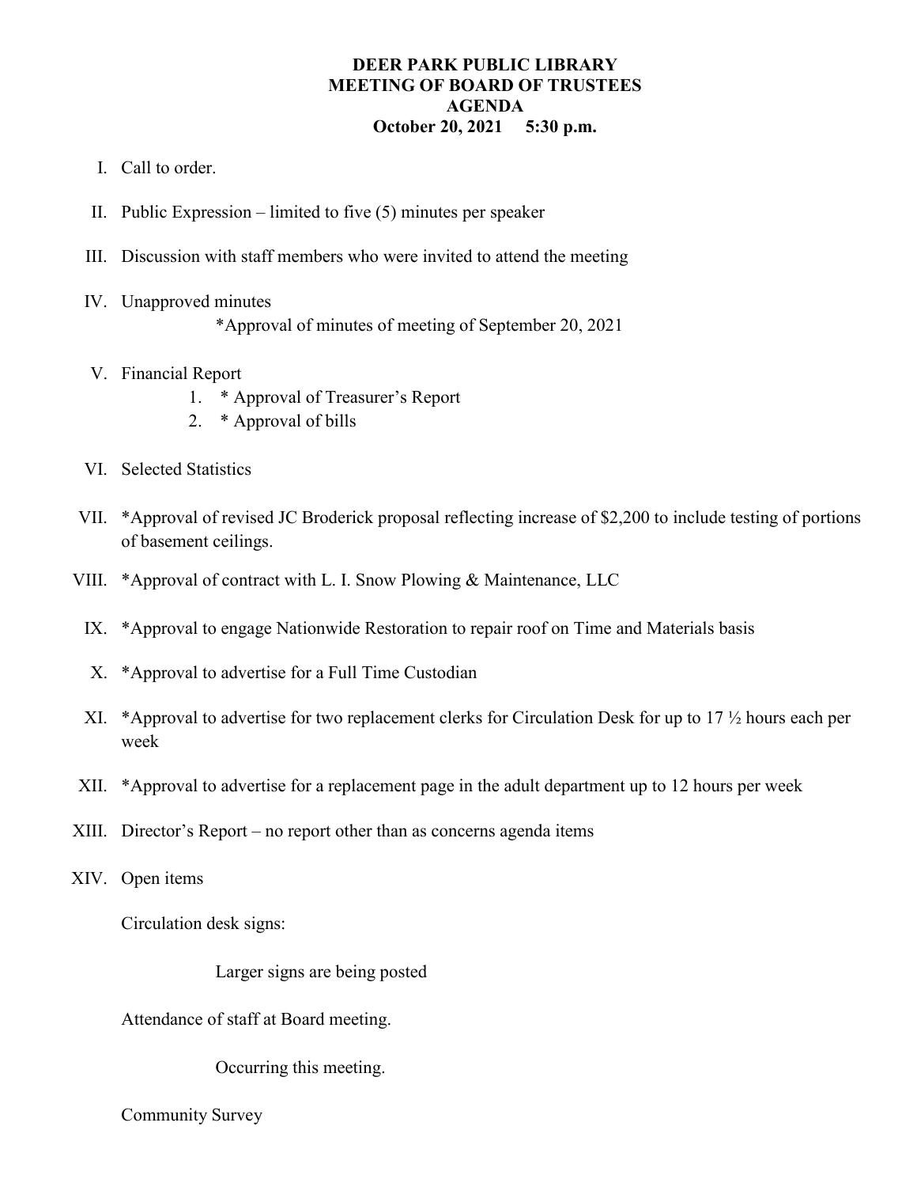# DEER PARK PUBLIC LIBRARY
## MEETING OF BOARD OF TRUSTEES
## AGENDA
**October 20, 2021 5:30 p.m.**

I. Call to order.

II. Public Expression – limited to five (5) minutes per speaker

III. Discussion with staff members who were invited to attend the meeting

IV. Unapproved minutes

    *Approval of minutes of meeting of September 20, 2021

V. Financial Report

    1. * Approval of Treasurer's Report
    2. * Approval of bills

VI. Selected Statistics

VII. *Approval of revised JC Broderick proposal reflecting increase of $2,200 to include testing of portions of basement ceilings.

VIII. *Approval of contract with L. I. Snow Plowing & Maintenance, LLC

IX. *Approval to engage Nationwide Restoration to repair roof on Time and Materials basis

X. *Approval to advertise for a Full Time Custodian

XI. *Approval to advertise for two replacement clerks for Circulation Desk for up to 17 ½ hours each per week

XII. *Approval to advertise for a replacement page in the adult department up to 12 hours per week

XIII. Director's Report – no report other than as concerns agenda items

XIV. Open items

Circulation desk signs:

    Larger signs are being posted

Attendance of staff at Board meeting.

    Occurring this meeting.

Community Survey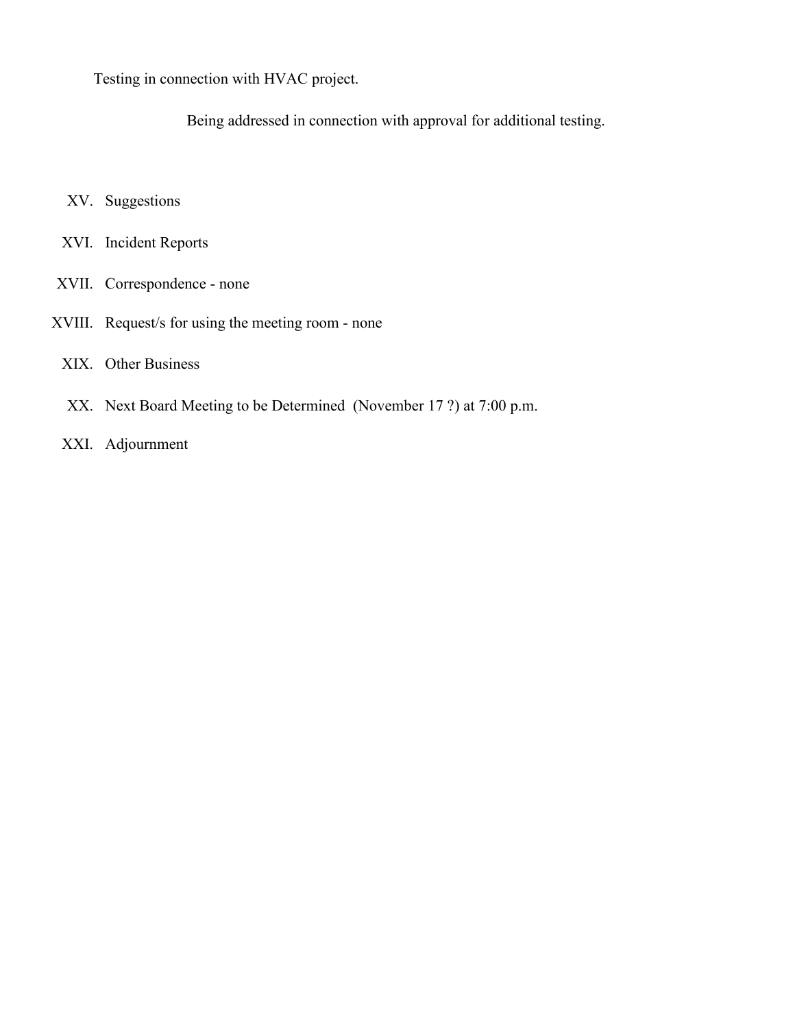Testing in connection with HVAC project.

Being addressed in connection with approval for additional testing.

XV. Suggestions

XVI. Incident Reports

XVII. Correspondence - none

XVIII. Request/s for using the meeting room - none

XIX. Other Business

XX. Next Board Meeting to be Determined (November 17 ?) at 7:00 p.m.

XXI. Adjournment